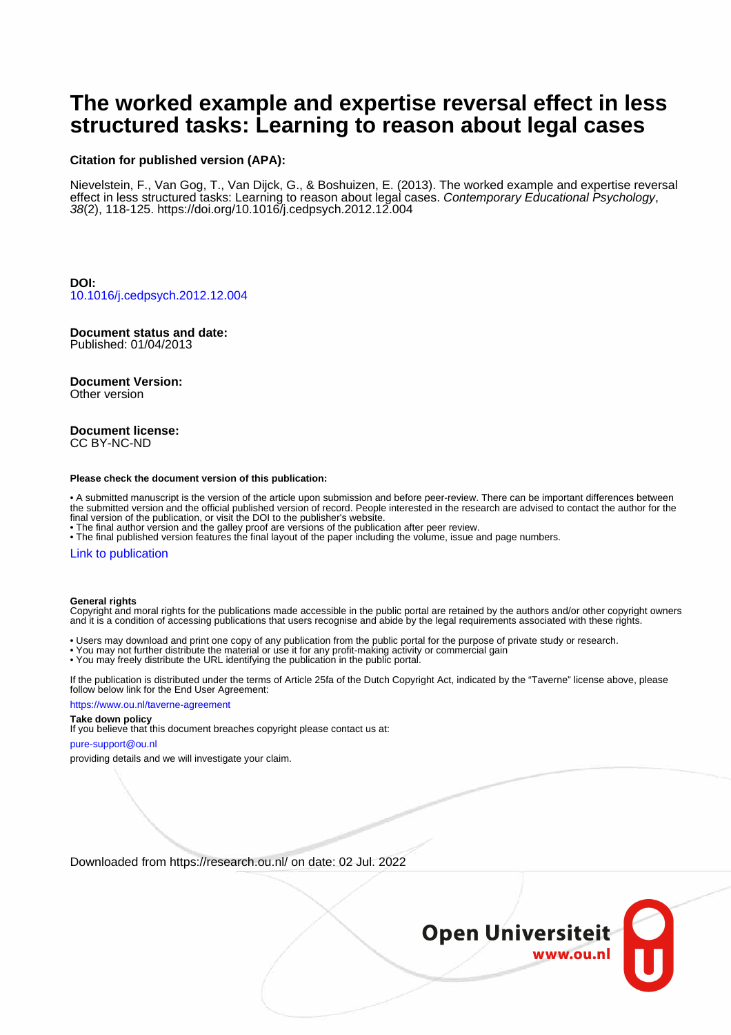# The worked example and expertise reversal effect in less structured tasks: Learning to reason about legal cases

**Citation for published version (APA):**

Nievelstein, F., Van Gog, T., Van Dijck, G., & Boshuizen, E. (2013). The worked example and expertise reversal effect in less structured tasks: Learning to reason about legal cases. *Contemporary Educational Psychology*, *38*(2), 118-125. https://doi.org/10.1016/j.cedpsych.2012.12.004

**DOI:**
10.1016/j.cedpsych.2012.12.004

**Document status and date:**
Published: 01/04/2013

**Document Version:**
Other version

**Document license:**
CC BY-NC-ND

**Please check the document version of this publication:**

• A submitted manuscript is the version of the article upon submission and before peer-review. There can be important differences between the submitted version and the official published version of record. People interested in the research are advised to contact the author for the final version of the publication, or visit the DOI to the publisher's website.
• The final author version and the galley proof are versions of the publication after peer review.
• The final published version features the final layout of the paper including the volume, issue and page numbers.

Link to publication

**General rights**
Copyright and moral rights for the publications made accessible in the public portal are retained by the authors and/or other copyright owners and it is a condition of accessing publications that users recognise and abide by the legal requirements associated with these rights.

• Users may download and print one copy of any publication from the public portal for the purpose of private study or research.
• You may not further distribute the material or use it for any profit-making activity or commercial gain
• You may freely distribute the URL identifying the publication in the public portal.

If the publication is distributed under the terms of Article 25fa of the Dutch Copyright Act, indicated by the "Taverne" license above, please follow below link for the End User Agreement:

https://www.ou.nl/taverne-agreement

**Take down policy**
If you believe that this document breaches copyright please contact us at:

pure-support@ou.nl

providing details and we will investigate your claim.

Downloaded from https://research.ou.nl/ on date: 02 Jul. 2022

Open Universiteit
www.ou.nl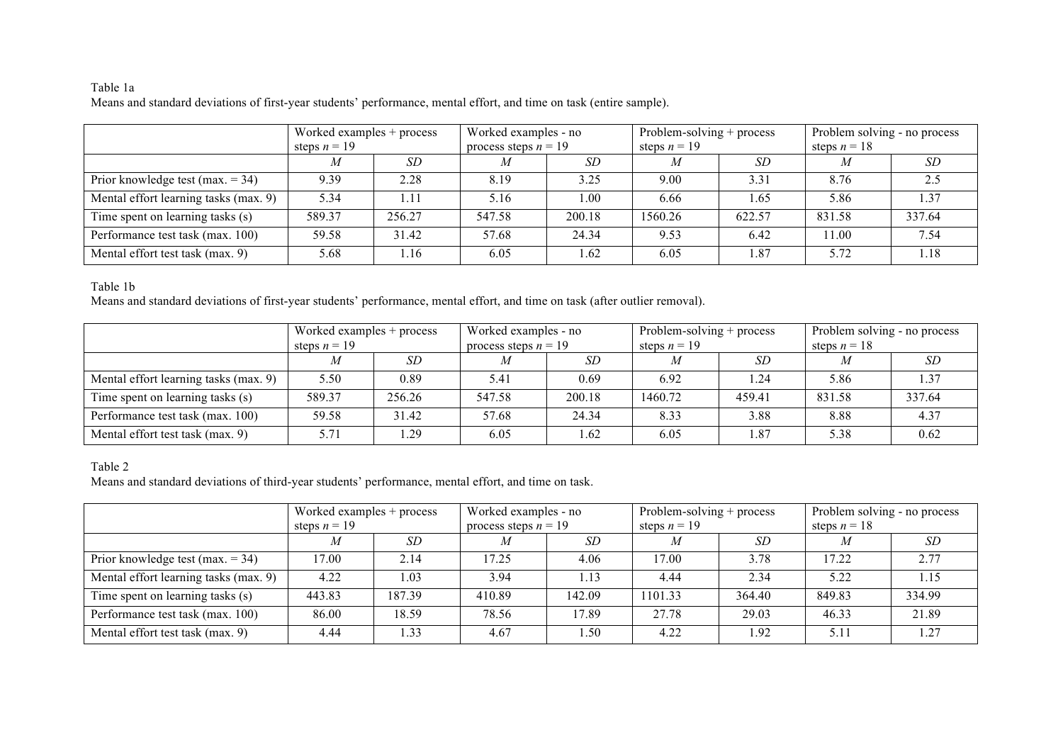Table 1a

Means and standard deviations of first-year students' performance, mental effort, and time on task (entire sample).

| | Worked examples + process steps $n = 19$ | | Worked examples - no process steps $n = 19$ | | Problem-solving + process steps $n = 19$ | | Problem solving - no process steps $n = 18$ | |
|---|---|---|---|---|---|---|---|---|
| | *M* | *SD* | *M* | *SD* | *M* | *SD* | *M* | *SD* |
| Prior knowledge test (max. = 34) | 9.39 | 2.28 | 8.19 | 3.25 | 9.00 | 3.31 | 8.76 | 2.5 |
| Mental effort learning tasks (max. 9) | 5.34 | 1.11 | 5.16 | 1.00 | 6.66 | 1.65 | 5.86 | 1.37 |
| Time spent on learning tasks (s) | 589.37 | 256.27 | 547.58 | 200.18 | 1560.26 | 622.57 | 831.58 | 337.64 |
| Performance test task (max. 100) | 59.58 | 31.42 | 57.68 | 24.34 | 9.53 | 6.42 | 11.00 | 7.54 |
| Mental effort test task (max. 9) | 5.68 | 1.16 | 6.05 | 1.62 | 6.05 | 1.87 | 5.72 | 1.18 |

Table 1b

Means and standard deviations of first-year students' performance, mental effort, and time on task (after outlier removal).

| | Worked examples + process steps $n = 19$ | | Worked examples - no process steps $n = 19$ | | Problem-solving + process steps $n = 19$ | | Problem solving - no process steps $n = 18$ | |
|---|---|---|---|---|---|---|---|---|
| | *M* | *SD* | *M* | *SD* | *M* | *SD* | *M* | *SD* |
| Mental effort learning tasks (max. 9) | 5.50 | 0.89 | 5.41 | 0.69 | 6.92 | 1.24 | 5.86 | 1.37 |
| Time spent on learning tasks (s) | 589.37 | 256.26 | 547.58 | 200.18 | 1460.72 | 459.41 | 831.58 | 337.64 |
| Performance test task (max. 100) | 59.58 | 31.42 | 57.68 | 24.34 | 8.33 | 3.88 | 8.88 | 4.37 |
| Mental effort test task (max. 9) | 5.71 | 1.29 | 6.05 | 1.62 | 6.05 | 1.87 | 5.38 | 0.62 |

Table 2

Means and standard deviations of third-year students' performance, mental effort, and time on task.

| | Worked examples + process steps $n = 19$ | | Worked examples - no process steps $n = 19$ | | Problem-solving + process steps $n = 19$ | | Problem solving - no process steps $n = 18$ | |
|---|---|---|---|---|---|---|---|---|
| | *M* | *SD* | *M* | *SD* | *M* | *SD* | *M* | *SD* |
| Prior knowledge test (max. = 34) | 17.00 | 2.14 | 17.25 | 4.06 | 17.00 | 3.78 | 17.22 | 2.77 |
| Mental effort learning tasks (max. 9) | 4.22 | 1.03 | 3.94 | 1.13 | 4.44 | 2.34 | 5.22 | 1.15 |
| Time spent on learning tasks (s) | 443.83 | 187.39 | 410.89 | 142.09 | 1101.33 | 364.40 | 849.83 | 334.99 |
| Performance test task (max. 100) | 86.00 | 18.59 | 78.56 | 17.89 | 27.78 | 29.03 | 46.33 | 21.89 |
| Mental effort test task (max. 9) | 4.44 | 1.33 | 4.67 | 1.50 | 4.22 | 1.92 | 5.11 | 1.27 |